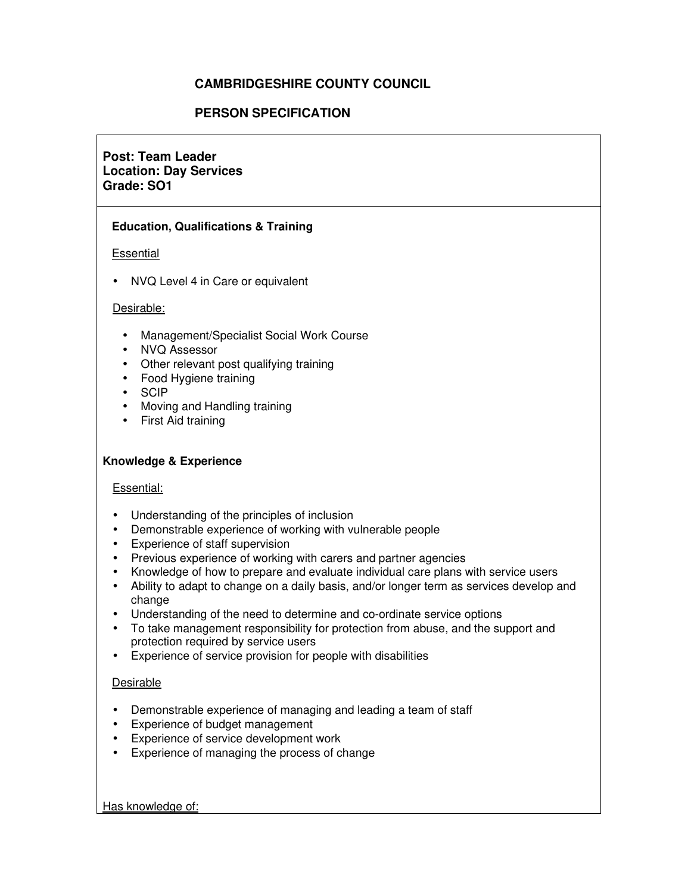# CAMBRIDGESHIRE COUNTY COUNCIL

## PERSON SPECIFICATION

**Post: Team Leader**
**Location: Day Services**
**Grade: SO1**

### Education, Qualifications & Training

Essential

- NVQ Level 4 in Care or equivalent

Desirable:

- Management/Specialist Social Work Course
- NVQ Assessor
- Other relevant post qualifying training
- Food Hygiene training
- SCIP
- Moving and Handling training
- First Aid training

### Knowledge & Experience

Essential:

- Understanding of the principles of inclusion
- Demonstrable experience of working with vulnerable people
- Experience of staff supervision
- Previous experience of working with carers and partner agencies
- Knowledge of how to prepare and evaluate individual care plans with service users
- Ability to adapt to change on a daily basis, and/or longer term as services develop and change
- Understanding of the need to determine and co-ordinate service options
- To take management responsibility for protection from abuse, and the support and protection required by service users
- Experience of service provision for people with disabilities

Desirable

- Demonstrable experience of managing and leading a team of staff
- Experience of budget management
- Experience of service development work
- Experience of managing the process of change

Has knowledge of: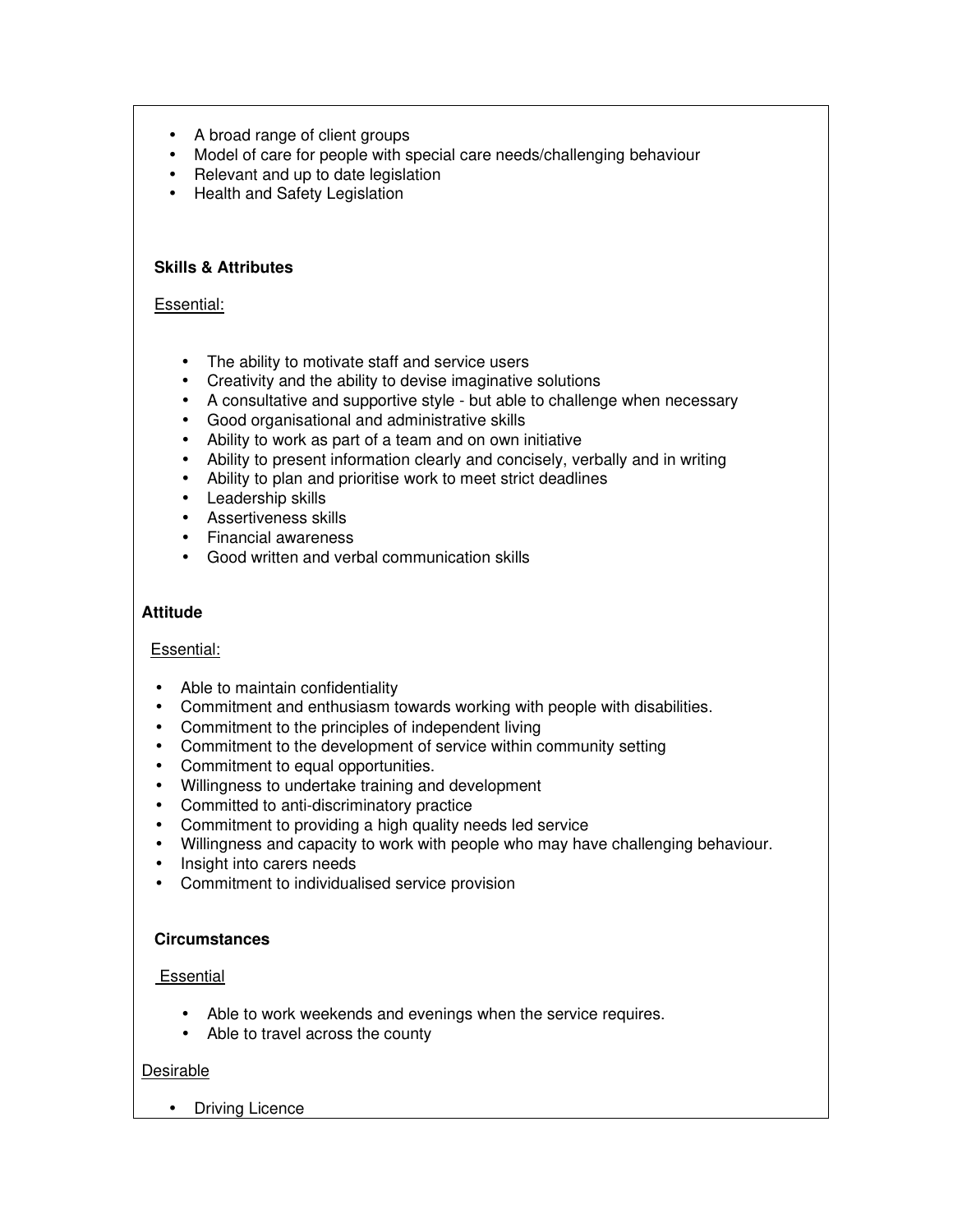- A broad range of client groups
- Model of care for people with special care needs/challenging behaviour
- Relevant and up to date legislation
- Health and Safety Legislation

**Skills & Attributes**

Essential:

- The ability to motivate staff and service users
- Creativity and the ability to devise imaginative solutions
- A consultative and supportive style - but able to challenge when necessary
- Good organisational and administrative skills
- Ability to work as part of a team and on own initiative
- Ability to present information clearly and concisely, verbally and in writing
- Ability to plan and prioritise work to meet strict deadlines
- Leadership skills
- Assertiveness skills
- Financial awareness
- Good written and verbal communication skills

**Attitude**

Essential:

- Able to maintain confidentiality
- Commitment and enthusiasm towards working with people with disabilities.
- Commitment to the principles of independent living
- Commitment to the development of service within community setting
- Commitment to equal opportunities.
- Willingness to undertake training and development
- Committed to anti-discriminatory practice
- Commitment to providing a high quality needs led service
- Willingness and capacity to work with people who may have challenging behaviour.
- Insight into carers needs
- Commitment to individualised service provision

**Circumstances**

Essential

- Able to work weekends and evenings when the service requires.
- Able to travel across the county

Desirable

- Driving Licence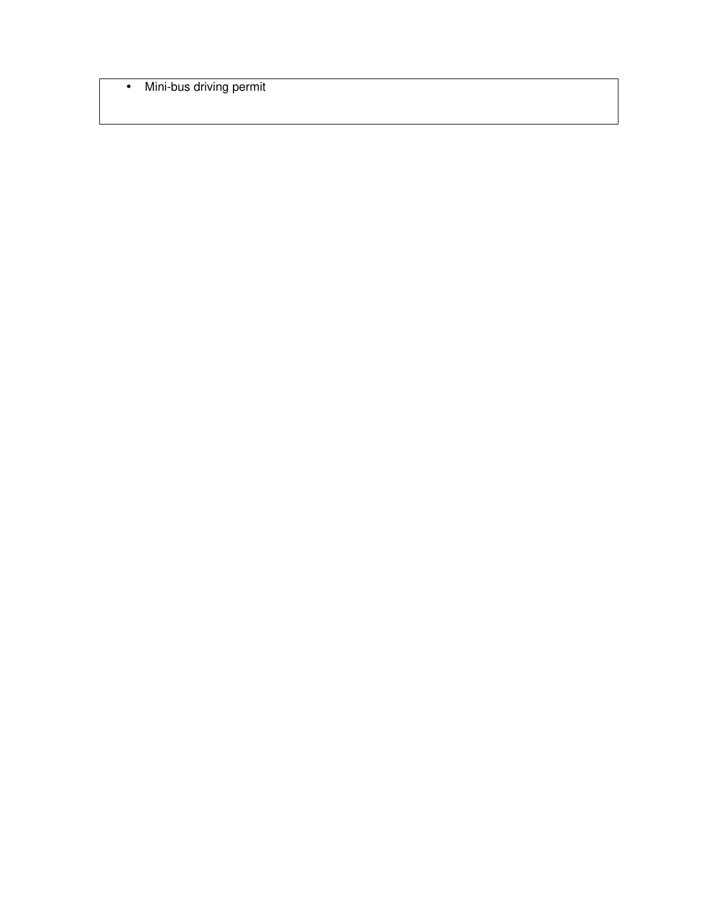- Mini-bus driving permit